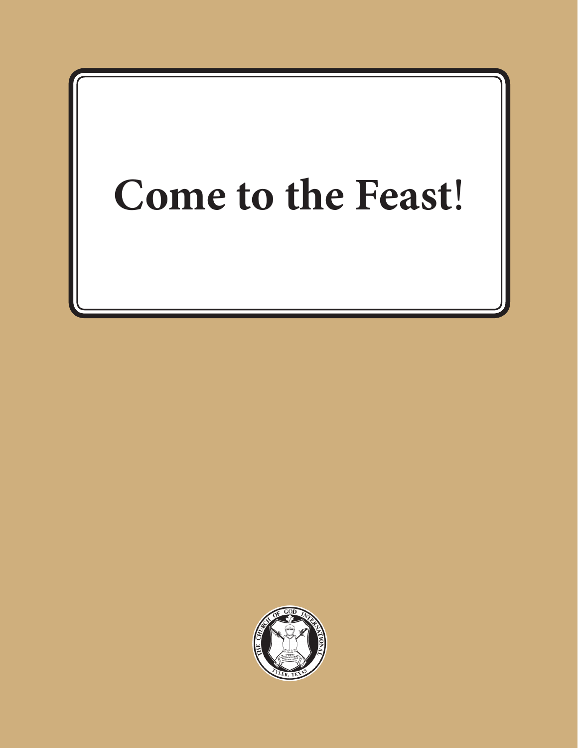# Come to the Feast!

THE CHURCH OF GOD INTERNATIONAL

TYLER, TEXAS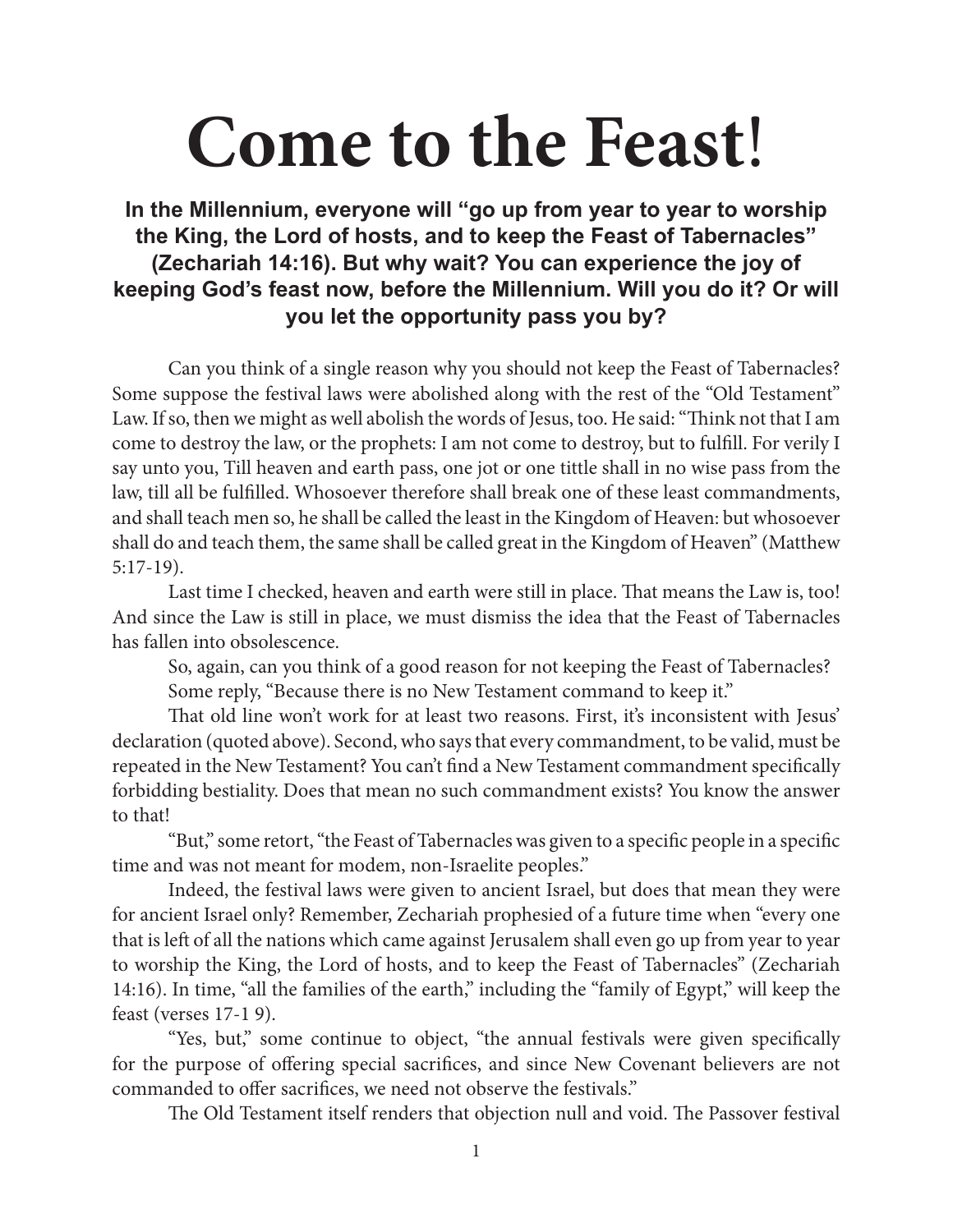# Come to the Feast!

**In the Millennium, everyone will "go up from year to year to worship the King, the Lord of hosts, and to keep the Feast of Tabernacles" (Zechariah 14:16). But why wait? You can experience the joy of keeping God's feast now, before the Millennium. Will you do it? Or will you let the opportunity pass you by?**

Can you think of a single reason why you should not keep the Feast of Tabernacles? Some suppose the festival laws were abolished along with the rest of the "Old Testament" Law. If so, then we might as well abolish the words of Jesus, too. He said: "Think not that I am come to destroy the law, or the prophets: I am not come to destroy, but to fulfill. For verily I say unto you, Till heaven and earth pass, one jot or one tittle shall in no wise pass from the law, till all be fulfilled. Whosoever therefore shall break one of these least commandments, and shall teach men so, he shall be called the least in the Kingdom of Heaven: but whosoever shall do and teach them, the same shall be called great in the Kingdom of Heaven" (Matthew 5:17-19).

Last time I checked, heaven and earth were still in place. That means the Law is, too! And since the Law is still in place, we must dismiss the idea that the Feast of Tabernacles has fallen into obsolescence.

So, again, can you think of a good reason for not keeping the Feast of Tabernacles?

Some reply, "Because there is no New Testament command to keep it."

That old line won't work for at least two reasons. First, it's inconsistent with Jesus' declaration (quoted above). Second, who says that every commandment, to be valid, must be repeated in the New Testament? You can't find a New Testament commandment specifically forbidding bestiality. Does that mean no such commandment exists? You know the answer to that!

"But," some retort, "the Feast of Tabernacles was given to a specific people in a specific time and was not meant for modem, non-Israelite peoples."

Indeed, the festival laws were given to ancient Israel, but does that mean they were for ancient Israel only? Remember, Zechariah prophesied of a future time when "every one that is left of all the nations which came against Jerusalem shall even go up from year to year to worship the King, the Lord of hosts, and to keep the Feast of Tabernacles" (Zechariah 14:16). In time, "all the families of the earth," including the "family of Egypt," will keep the feast (verses 17-1 9).

"Yes, but," some continue to object, "the annual festivals were given specifically for the purpose of offering special sacrifices, and since New Covenant believers are not commanded to offer sacrifices, we need not observe the festivals."

The Old Testament itself renders that objection null and void. The Passover festival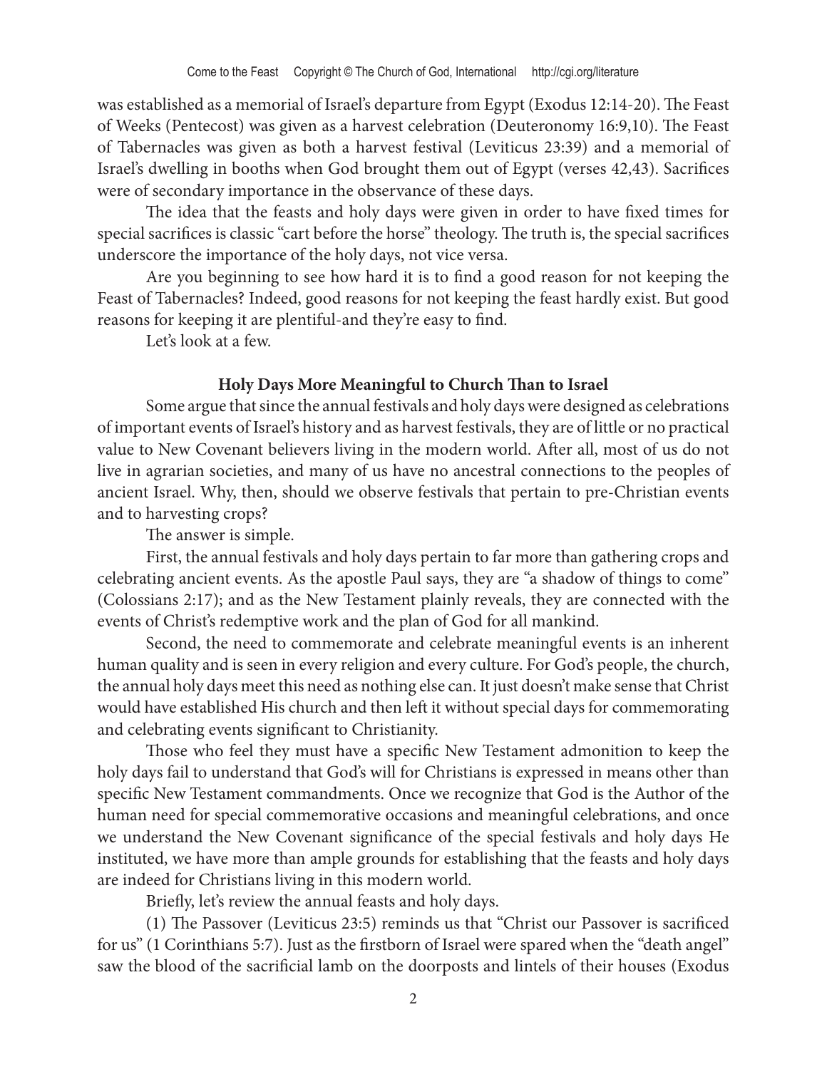was established as a memorial of Israel's departure from Egypt (Exodus 12:14-20). The Feast of Weeks (Pentecost) was given as a harvest celebration (Deuteronomy 16:9,10). The Feast of Tabernacles was given as both a harvest festival (Leviticus 23:39) and a memorial of Israel's dwelling in booths when God brought them out of Egypt (verses 42,43). Sacrifices were of secondary importance in the observance of these days.

The idea that the feasts and holy days were given in order to have fixed times for special sacrifices is classic "cart before the horse" theology. The truth is, the special sacrifices underscore the importance of the holy days, not vice versa.

Are you beginning to see how hard it is to find a good reason for not keeping the Feast of Tabernacles? Indeed, good reasons for not keeping the feast hardly exist. But good reasons for keeping it are plentiful-and they're easy to find.

Let's look at a few.

**Holy Days More Meaningful to Church Than to Israel**

Some argue that since the annual festivals and holy days were designed as celebrations of important events of Israel's history and as harvest festivals, they are of little or no practical value to New Covenant believers living in the modern world. After all, most of us do not live in agrarian societies, and many of us have no ancestral connections to the peoples of ancient Israel. Why, then, should we observe festivals that pertain to pre-Christian events and to harvesting crops?

The answer is simple.

First, the annual festivals and holy days pertain to far more than gathering crops and celebrating ancient events. As the apostle Paul says, they are "a shadow of things to come" (Colossians 2:17); and as the New Testament plainly reveals, they are connected with the events of Christ's redemptive work and the plan of God for all mankind.

Second, the need to commemorate and celebrate meaningful events is an inherent human quality and is seen in every religion and every culture. For God's people, the church, the annual holy days meet this need as nothing else can. It just doesn't make sense that Christ would have established His church and then left it without special days for commemorating and celebrating events significant to Christianity.

Those who feel they must have a specific New Testament admonition to keep the holy days fail to understand that God's will for Christians is expressed in means other than specific New Testament commandments. Once we recognize that God is the Author of the human need for special commemorative occasions and meaningful celebrations, and once we understand the New Covenant significance of the special festivals and holy days He instituted, we have more than ample grounds for establishing that the feasts and holy days are indeed for Christians living in this modern world.

Briefly, let's review the annual feasts and holy days.

(1) The Passover (Leviticus 23:5) reminds us that "Christ our Passover is sacrificed for us" (1 Corinthians 5:7). Just as the firstborn of Israel were spared when the "death angel" saw the blood of the sacrificial lamb on the doorposts and lintels of their houses (Exodus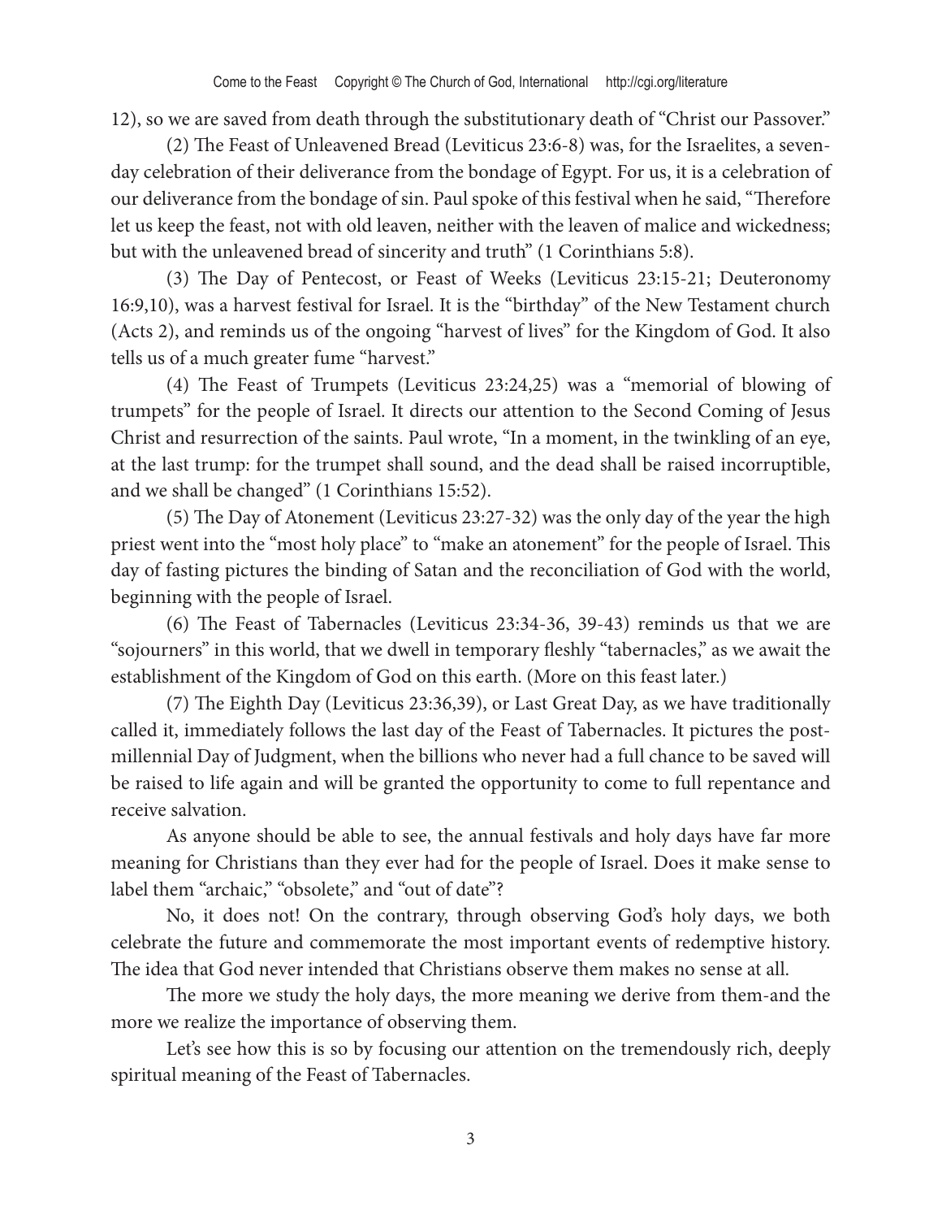12), so we are saved from death through the substitutionary death of "Christ our Passover."

(2) The Feast of Unleavened Bread (Leviticus 23:6-8) was, for the Israelites, a seven-day celebration of their deliverance from the bondage of Egypt. For us, it is a celebration of our deliverance from the bondage of sin. Paul spoke of this festival when he said, "Therefore let us keep the feast, not with old leaven, neither with the leaven of malice and wickedness; but with the unleavened bread of sincerity and truth" (1 Corinthians 5:8).

(3) The Day of Pentecost, or Feast of Weeks (Leviticus 23:15-21; Deuteronomy 16:9,10), was a harvest festival for Israel. It is the "birthday" of the New Testament church (Acts 2), and reminds us of the ongoing "harvest of lives" for the Kingdom of God. It also tells us of a much greater fume "harvest."

(4) The Feast of Trumpets (Leviticus 23:24,25) was a "memorial of blowing of trumpets" for the people of Israel. It directs our attention to the Second Coming of Jesus Christ and resurrection of the saints. Paul wrote, "In a moment, in the twinkling of an eye, at the last trump: for the trumpet shall sound, and the dead shall be raised incorruptible, and we shall be changed" (1 Corinthians 15:52).

(5) The Day of Atonement (Leviticus 23:27-32) was the only day of the year the high priest went into the "most holy place" to "make an atonement" for the people of Israel. This day of fasting pictures the binding of Satan and the reconciliation of God with the world, beginning with the people of Israel.

(6) The Feast of Tabernacles (Leviticus 23:34-36, 39-43) reminds us that we are "sojourners" in this world, that we dwell in temporary fleshly "tabernacles," as we await the establishment of the Kingdom of God on this earth. (More on this feast later.)

(7) The Eighth Day (Leviticus 23:36,39), or Last Great Day, as we have traditionally called it, immediately follows the last day of the Feast of Tabernacles. It pictures the post-millennial Day of Judgment, when the billions who never had a full chance to be saved will be raised to life again and will be granted the opportunity to come to full repentance and receive salvation.

As anyone should be able to see, the annual festivals and holy days have far more meaning for Christians than they ever had for the people of Israel. Does it make sense to label them "archaic," "obsolete," and "out of date"?

No, it does not! On the contrary, through observing God's holy days, we both celebrate the future and commemorate the most important events of redemptive history. The idea that God never intended that Christians observe them makes no sense at all.

The more we study the holy days, the more meaning we derive from them-and the more we realize the importance of observing them.

Let's see how this is so by focusing our attention on the tremendously rich, deeply spiritual meaning of the Feast of Tabernacles.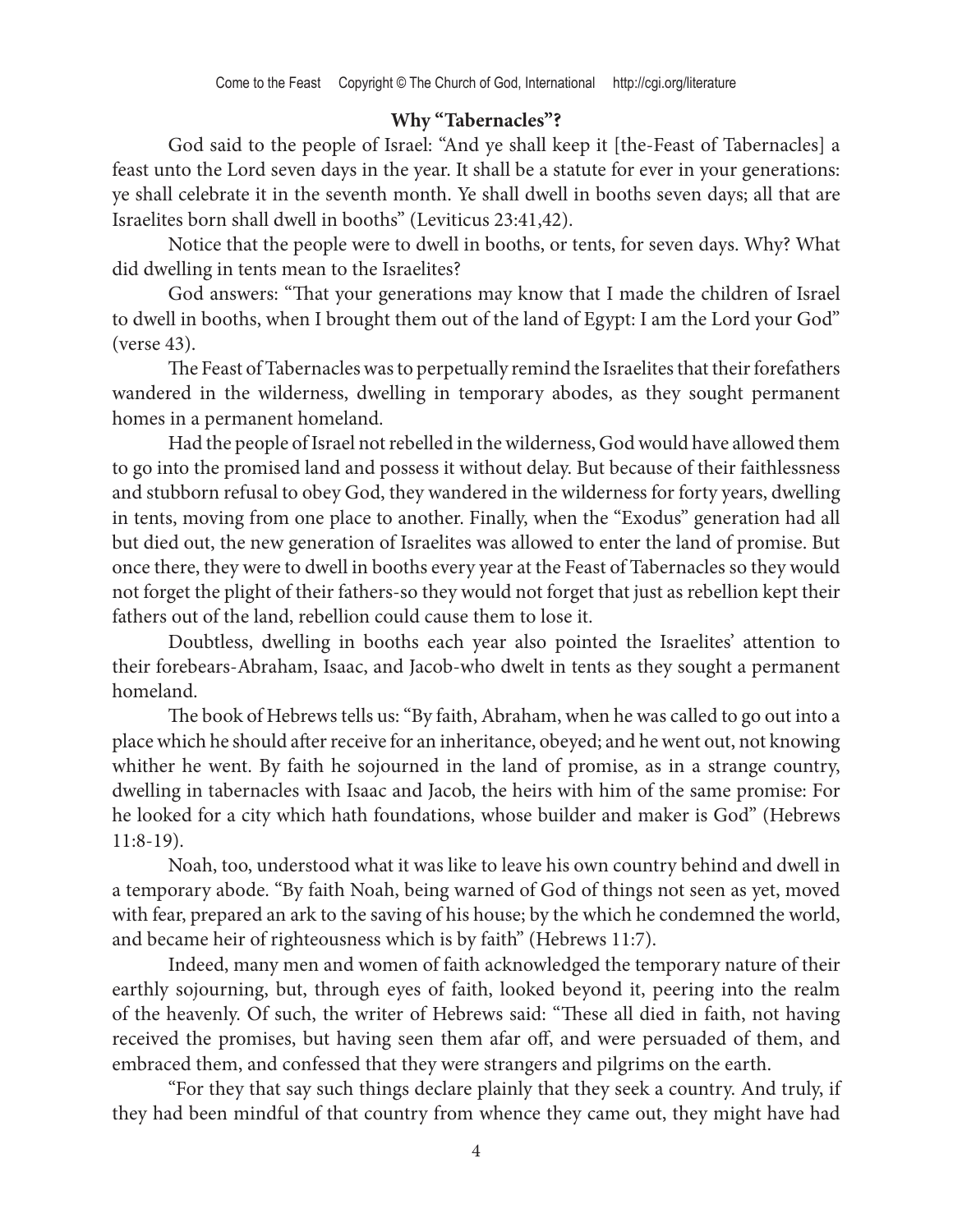### Why "Tabernacles"?

God said to the people of Israel: "And ye shall keep it [the-Feast of Tabernacles] a feast unto the Lord seven days in the year. It shall be a statute for ever in your generations: ye shall celebrate it in the seventh month. Ye shall dwell in booths seven days; all that are Israelites born shall dwell in booths" (Leviticus 23:41,42).

Notice that the people were to dwell in booths, or tents, for seven days. Why? What did dwelling in tents mean to the Israelites?

God answers: "That your generations may know that I made the children of Israel to dwell in booths, when I brought them out of the land of Egypt: I am the Lord your God" (verse 43).

The Feast of Tabernacles was to perpetually remind the Israelites that their forefathers wandered in the wilderness, dwelling in temporary abodes, as they sought permanent homes in a permanent homeland.

Had the people of Israel not rebelled in the wilderness, God would have allowed them to go into the promised land and possess it without delay. But because of their faithlessness and stubborn refusal to obey God, they wandered in the wilderness for forty years, dwelling in tents, moving from one place to another. Finally, when the "Exodus" generation had all but died out, the new generation of Israelites was allowed to enter the land of promise. But once there, they were to dwell in booths every year at the Feast of Tabernacles so they would not forget the plight of their fathers-so they would not forget that just as rebellion kept their fathers out of the land, rebellion could cause them to lose it.

Doubtless, dwelling in booths each year also pointed the Israelites' attention to their forebears-Abraham, Isaac, and Jacob-who dwelt in tents as they sought a permanent homeland.

The book of Hebrews tells us: "By faith, Abraham, when he was called to go out into a place which he should after receive for an inheritance, obeyed; and he went out, not knowing whither he went. By faith he sojourned in the land of promise, as in a strange country, dwelling in tabernacles with Isaac and Jacob, the heirs with him of the same promise: For he looked for a city which hath foundations, whose builder and maker is God" (Hebrews 11:8-19).

Noah, too, understood what it was like to leave his own country behind and dwell in a temporary abode. "By faith Noah, being warned of God of things not seen as yet, moved with fear, prepared an ark to the saving of his house; by the which he condemned the world, and became heir of righteousness which is by faith" (Hebrews 11:7).

Indeed, many men and women of faith acknowledged the temporary nature of their earthly sojourning, but, through eyes of faith, looked beyond it, peering into the realm of the heavenly. Of such, the writer of Hebrews said: "These all died in faith, not having received the promises, but having seen them afar off, and were persuaded of them, and embraced them, and confessed that they were strangers and pilgrims on the earth.

"For they that say such things declare plainly that they seek a country. And truly, if they had been mindful of that country from whence they came out, they might have had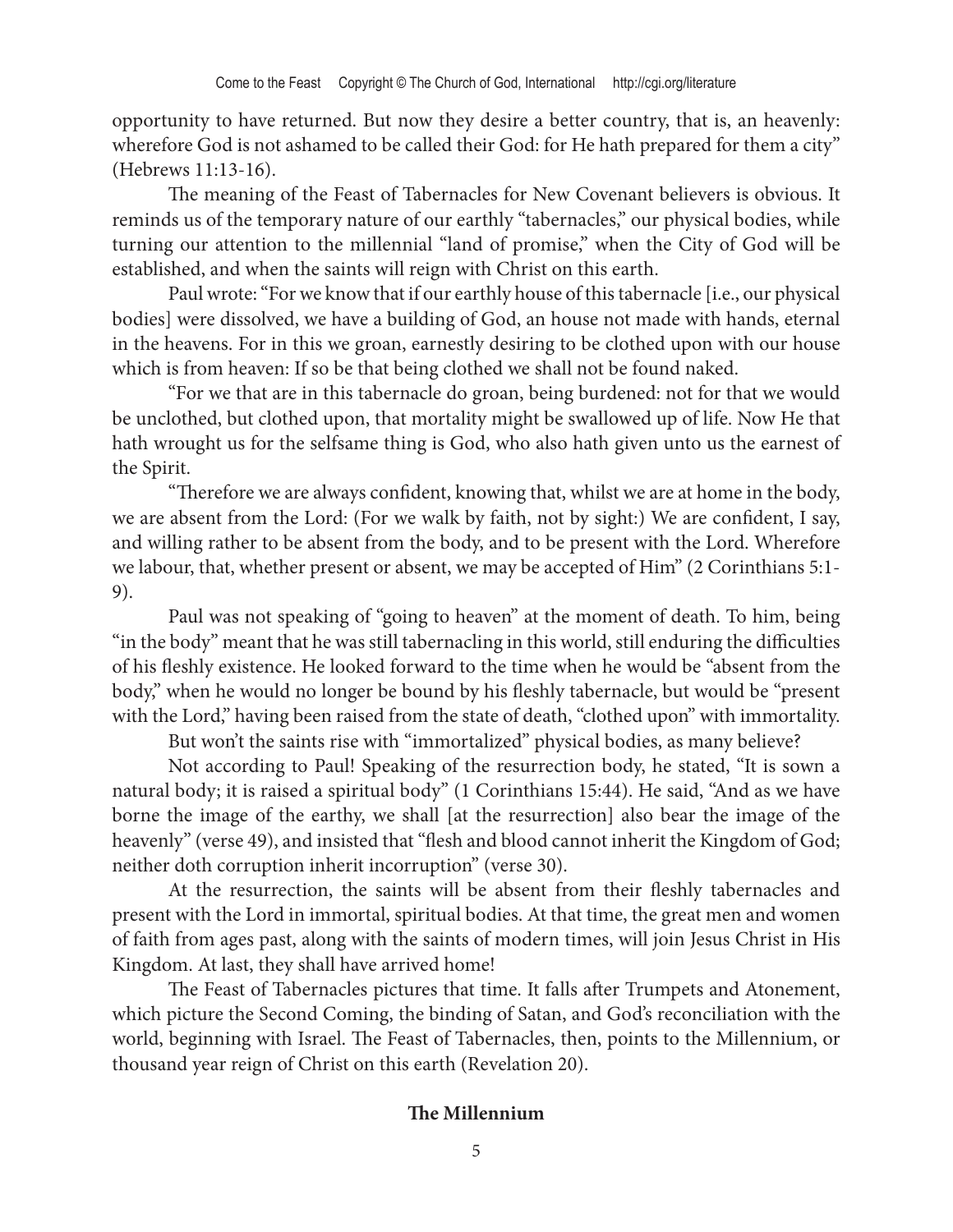opportunity to have returned. But now they desire a better country, that is, an heavenly: wherefore God is not ashamed to be called their God: for He hath prepared for them a city" (Hebrews 11:13-16).

The meaning of the Feast of Tabernacles for New Covenant believers is obvious. It reminds us of the temporary nature of our earthly "tabernacles," our physical bodies, while turning our attention to the millennial "land of promise," when the City of God will be established, and when the saints will reign with Christ on this earth.

Paul wrote: "For we know that if our earthly house of this tabernacle [i.e., our physical bodies] were dissolved, we have a building of God, an house not made with hands, eternal in the heavens. For in this we groan, earnestly desiring to be clothed upon with our house which is from heaven: If so be that being clothed we shall not be found naked.

"For we that are in this tabernacle do groan, being burdened: not for that we would be unclothed, but clothed upon, that mortality might be swallowed up of life. Now He that hath wrought us for the selfsame thing is God, who also hath given unto us the earnest of the Spirit.

"Therefore we are always confident, knowing that, whilst we are at home in the body, we are absent from the Lord: (For we walk by faith, not by sight:) We are confident, I say, and willing rather to be absent from the body, and to be present with the Lord. Wherefore we labour, that, whether present or absent, we may be accepted of Him" (2 Corinthians 5:1-9).

Paul was not speaking of "going to heaven" at the moment of death. To him, being "in the body" meant that he was still tabernacling in this world, still enduring the difficulties of his fleshly existence. He looked forward to the time when he would be "absent from the body," when he would no longer be bound by his fleshly tabernacle, but would be "present with the Lord," having been raised from the state of death, "clothed upon" with immortality.

But won't the saints rise with "immortalized" physical bodies, as many believe?

Not according to Paul! Speaking of the resurrection body, he stated, "It is sown a natural body; it is raised a spiritual body" (1 Corinthians 15:44). He said, "And as we have borne the image of the earthy, we shall [at the resurrection] also bear the image of the heavenly" (verse 49), and insisted that "flesh and blood cannot inherit the Kingdom of God; neither doth corruption inherit incorruption" (verse 30).

At the resurrection, the saints will be absent from their fleshly tabernacles and present with the Lord in immortal, spiritual bodies. At that time, the great men and women of faith from ages past, along with the saints of modern times, will join Jesus Christ in His Kingdom. At last, they shall have arrived home!

The Feast of Tabernacles pictures that time. It falls after Trumpets and Atonement, which picture the Second Coming, the binding of Satan, and God's reconciliation with the world, beginning with Israel. The Feast of Tabernacles, then, points to the Millennium, or thousand year reign of Christ on this earth (Revelation 20).

## The Millennium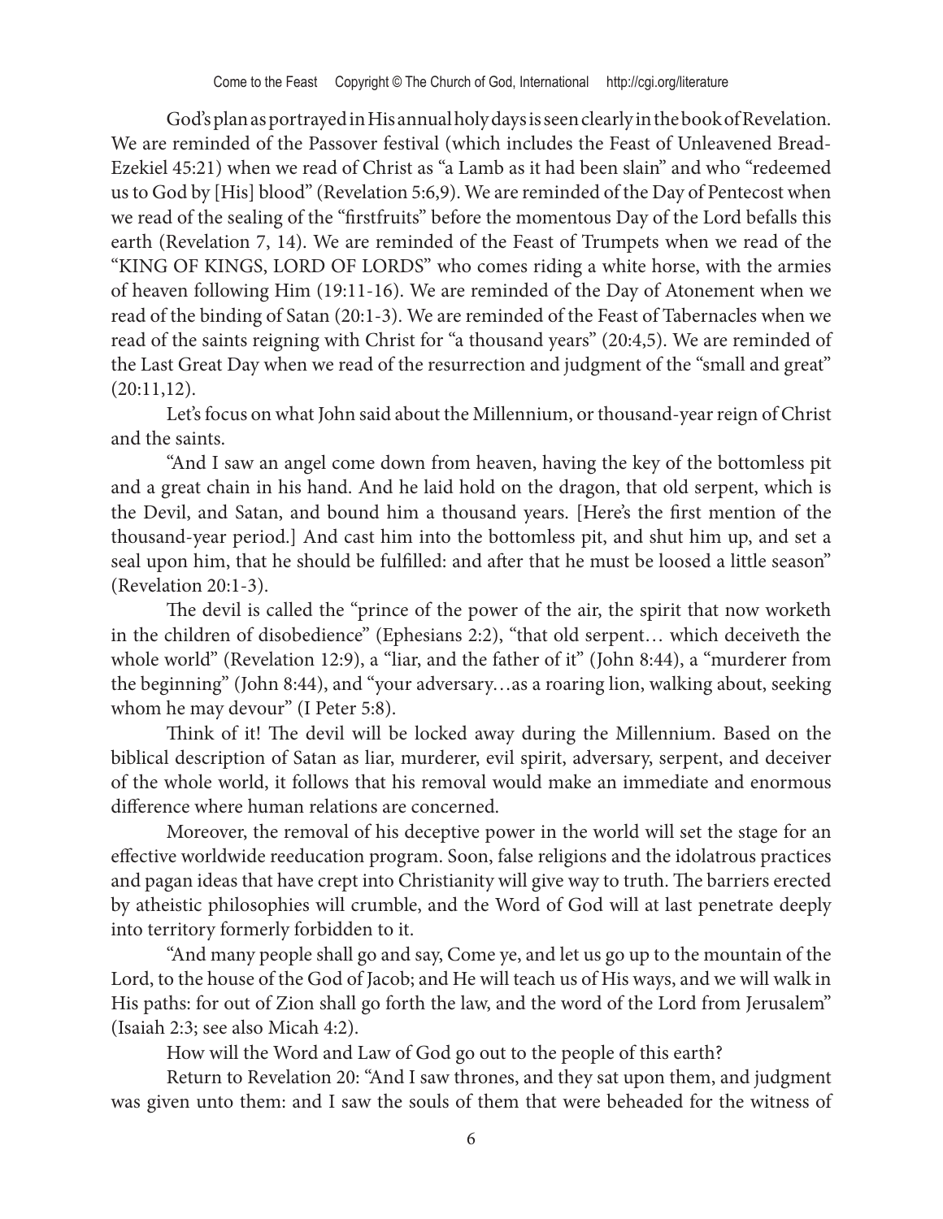God's plan as portrayed in His annual holy days is seen clearly in the book of Revelation. We are reminded of the Passover festival (which includes the Feast of Unleavened Bread-Ezekiel 45:21) when we read of Christ as "a Lamb as it had been slain" and who "redeemed us to God by [His] blood" (Revelation 5:6,9). We are reminded of the Day of Pentecost when we read of the sealing of the "firstfruits" before the momentous Day of the Lord befalls this earth (Revelation 7, 14). We are reminded of the Feast of Trumpets when we read of the "KING OF KINGS, LORD OF LORDS" who comes riding a white horse, with the armies of heaven following Him (19:11-16). We are reminded of the Day of Atonement when we read of the binding of Satan (20:1-3). We are reminded of the Feast of Tabernacles when we read of the saints reigning with Christ for "a thousand years" (20:4,5). We are reminded of the Last Great Day when we read of the resurrection and judgment of the "small and great" (20:11,12).

Let's focus on what John said about the Millennium, or thousand-year reign of Christ and the saints.

"And I saw an angel come down from heaven, having the key of the bottomless pit and a great chain in his hand. And he laid hold on the dragon, that old serpent, which is the Devil, and Satan, and bound him a thousand years. [Here's the first mention of the thousand-year period.] And cast him into the bottomless pit, and shut him up, and set a seal upon him, that he should be fulfilled: and after that he must be loosed a little season" (Revelation 20:1-3).

The devil is called the "prince of the power of the air, the spirit that now worketh in the children of disobedience" (Ephesians 2:2), "that old serpent… which deceiveth the whole world" (Revelation 12:9), a "liar, and the father of it" (John 8:44), a "murderer from the beginning" (John 8:44), and "your adversary…as a roaring lion, walking about, seeking whom he may devour" (I Peter 5:8).

Think of it! The devil will be locked away during the Millennium. Based on the biblical description of Satan as liar, murderer, evil spirit, adversary, serpent, and deceiver of the whole world, it follows that his removal would make an immediate and enormous difference where human relations are concerned.

Moreover, the removal of his deceptive power in the world will set the stage for an effective worldwide reeducation program. Soon, false religions and the idolatrous practices and pagan ideas that have crept into Christianity will give way to truth. The barriers erected by atheistic philosophies will crumble, and the Word of God will at last penetrate deeply into territory formerly forbidden to it.

"And many people shall go and say, Come ye, and let us go up to the mountain of the Lord, to the house of the God of Jacob; and He will teach us of His ways, and we will walk in His paths: for out of Zion shall go forth the law, and the word of the Lord from Jerusalem" (Isaiah 2:3; see also Micah 4:2).

How will the Word and Law of God go out to the people of this earth?

Return to Revelation 20: "And I saw thrones, and they sat upon them, and judgment was given unto them: and I saw the souls of them that were beheaded for the witness of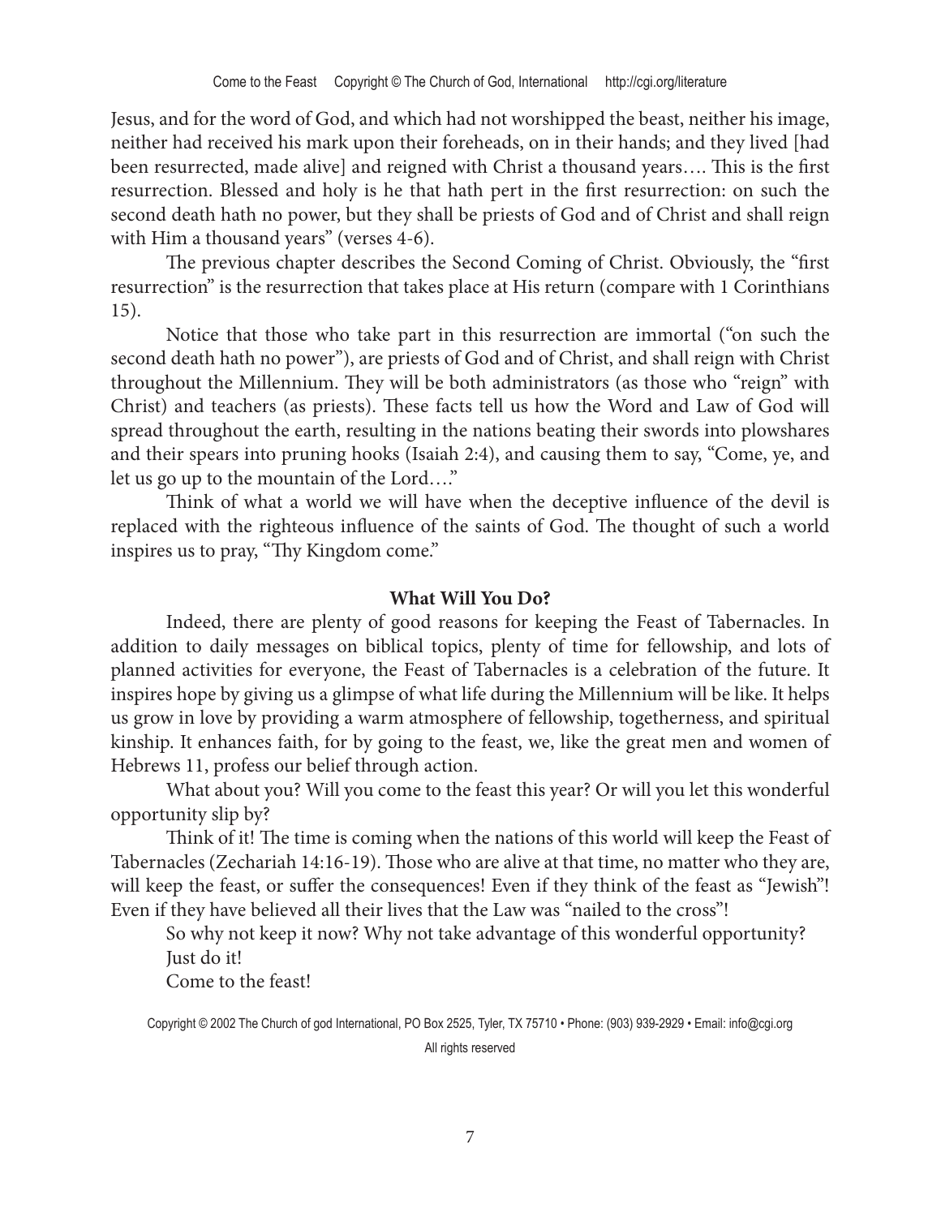Jesus, and for the word of God, and which had not worshipped the beast, neither his image, neither had received his mark upon their foreheads, on in their hands; and they lived [had been resurrected, made alive] and reigned with Christ a thousand years…. This is the first resurrection. Blessed and holy is he that hath pert in the first resurrection: on such the second death hath no power, but they shall be priests of God and of Christ and shall reign with Him a thousand years" (verses 4-6).

The previous chapter describes the Second Coming of Christ. Obviously, the "first resurrection" is the resurrection that takes place at His return (compare with 1 Corinthians 15).

Notice that those who take part in this resurrection are immortal ("on such the second death hath no power"), are priests of God and of Christ, and shall reign with Christ throughout the Millennium. They will be both administrators (as those who "reign" with Christ) and teachers (as priests). These facts tell us how the Word and Law of God will spread throughout the earth, resulting in the nations beating their swords into plowshares and their spears into pruning hooks (Isaiah 2:4), and causing them to say, "Come, ye, and let us go up to the mountain of the Lord…."

Think of what a world we will have when the deceptive influence of the devil is replaced with the righteous influence of the saints of God. The thought of such a world inspires us to pray, "Thy Kingdom come."

**What Will You Do?**

Indeed, there are plenty of good reasons for keeping the Feast of Tabernacles. In addition to daily messages on biblical topics, plenty of time for fellowship, and lots of planned activities for everyone, the Feast of Tabernacles is a celebration of the future. It inspires hope by giving us a glimpse of what life during the Millennium will be like. It helps us grow in love by providing a warm atmosphere of fellowship, togetherness, and spiritual kinship. It enhances faith, for by going to the feast, we, like the great men and women of Hebrews 11, profess our belief through action.

What about you? Will you come to the feast this year? Or will you let this wonderful opportunity slip by?

Think of it! The time is coming when the nations of this world will keep the Feast of Tabernacles (Zechariah 14:16-19). Those who are alive at that time, no matter who they are, will keep the feast, or suffer the consequences! Even if they think of the feast as "Jewish"! Even if they have believed all their lives that the Law was "nailed to the cross"!

So why not keep it now? Why not take advantage of this wonderful opportunity?

Just do it!

Come to the feast!

Copyright © 2002 The Church of god International, PO Box 2525, Tyler, TX 75710 • Phone: (903) 939-2929 • Email: info@cgi.org

All rights reserved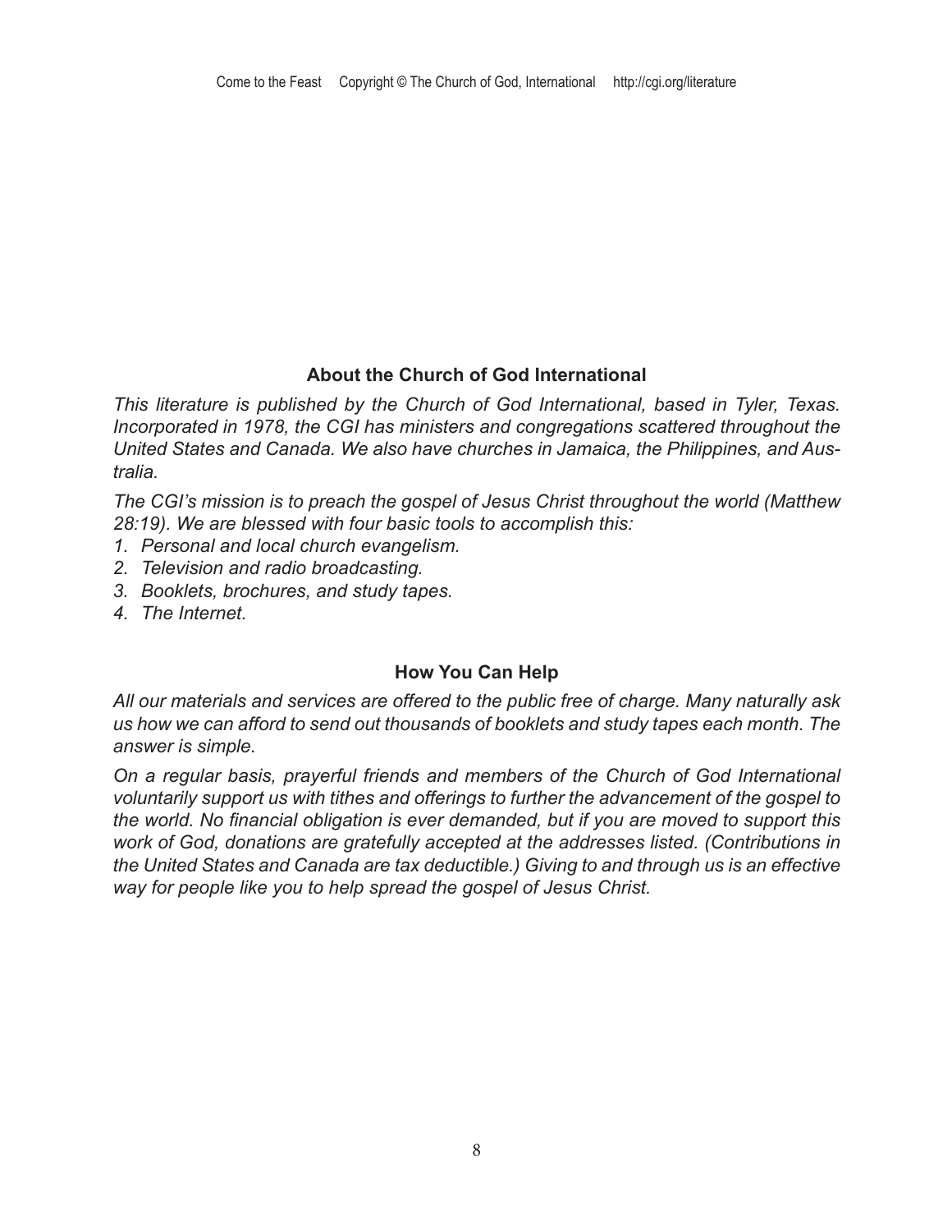## About the Church of God International

*This literature is published by the Church of God International, based in Tyler, Texas. Incorporated in 1978, the CGI has ministers and congregations scattered throughout the United States and Canada. We also have churches in Jamaica, the Philippines, and Australia.*

*The CGI's mission is to preach the gospel of Jesus Christ throughout the world (Matthew 28:19). We are blessed with four basic tools to accomplish this:*

1. *Personal and local church evangelism.*
2. *Television and radio broadcasting.*
3. *Booklets, brochures, and study tapes.*
4. *The Internet.*

## How You Can Help

*All our materials and services are offered to the public free of charge. Many naturally ask us how we can afford to send out thousands of booklets and study tapes each month. The answer is simple.*

*On a regular basis, prayerful friends and members of the Church of God International voluntarily support us with tithes and offerings to further the advancement of the gospel to the world. No financial obligation is ever demanded, but if you are moved to support this work of God, donations are gratefully accepted at the addresses listed. (Contributions in the United States and Canada are tax deductible.) Giving to and through us is an effective way for people like you to help spread the gospel of Jesus Christ.*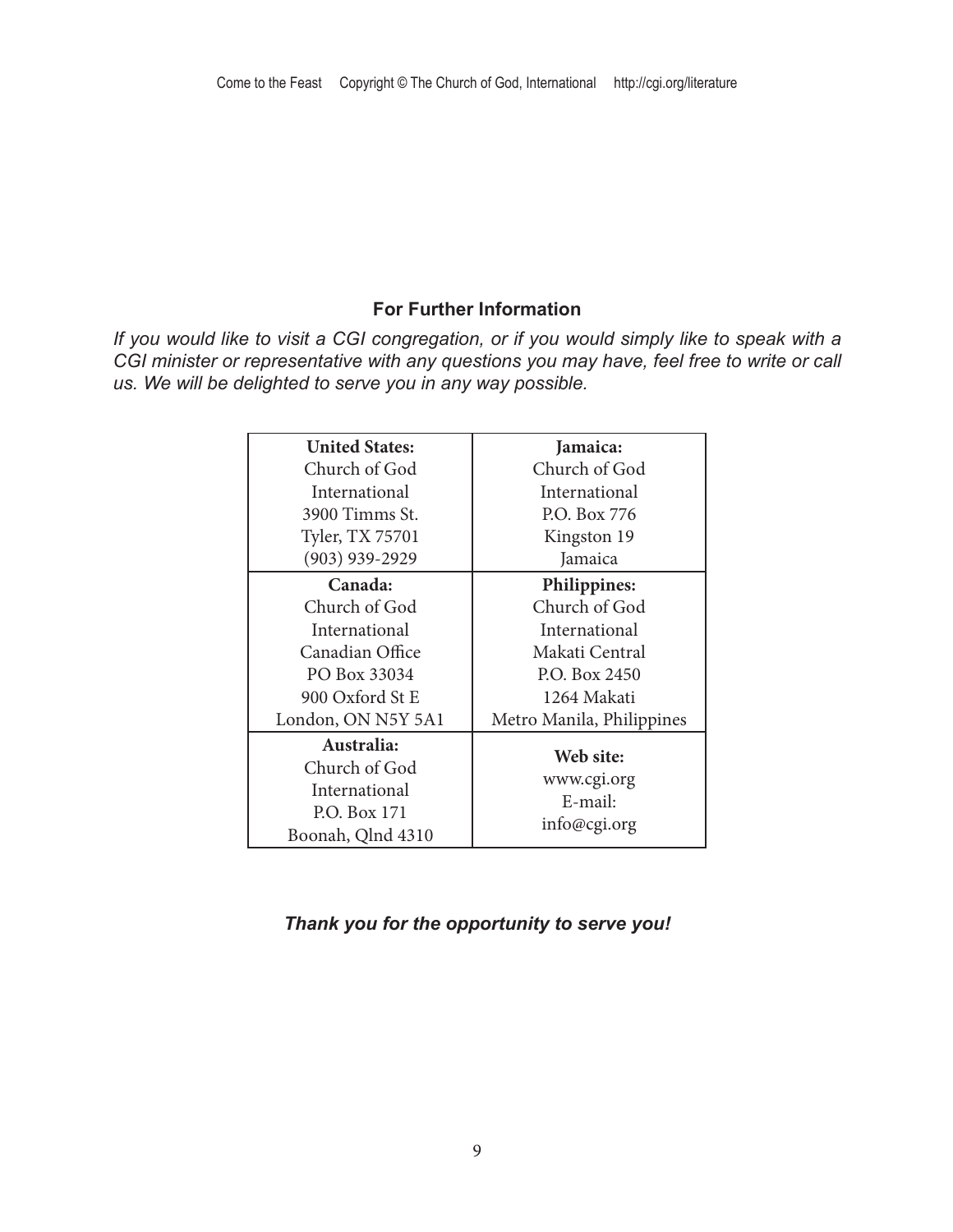## For Further Information

*If you would like to visit a CGI congregation, or if you would simply like to speak with a CGI minister or representative with any questions you may have, feel free to write or call us. We will be delighted to serve you in any way possible.*

| | |
|---|---|
| **United States:**<br>Church of God<br>International<br>3900 Timms St.<br>Tyler, TX 75701<br>(903) 939-2929 | **Jamaica:**<br>Church of God<br>International<br>P.O. Box 776<br>Kingston 19<br>Jamaica |
| **Canada:**<br>Church of God<br>International<br>Canadian Office<br>PO Box 33034<br>900 Oxford St E<br>London, ON N5Y 5A1 | **Philippines:**<br>Church of God<br>International<br>Makati Central<br>P.O. Box 2450<br>1264 Makati<br>Metro Manila, Philippines |
| **Australia:**<br>Church of God<br>International<br>P.O. Box 171<br>Boonah, Qlnd 4310 | **Web site:**<br>www.cgi.org<br>E-mail:<br>info@cgi.org |

***Thank you for the opportunity to serve you!***